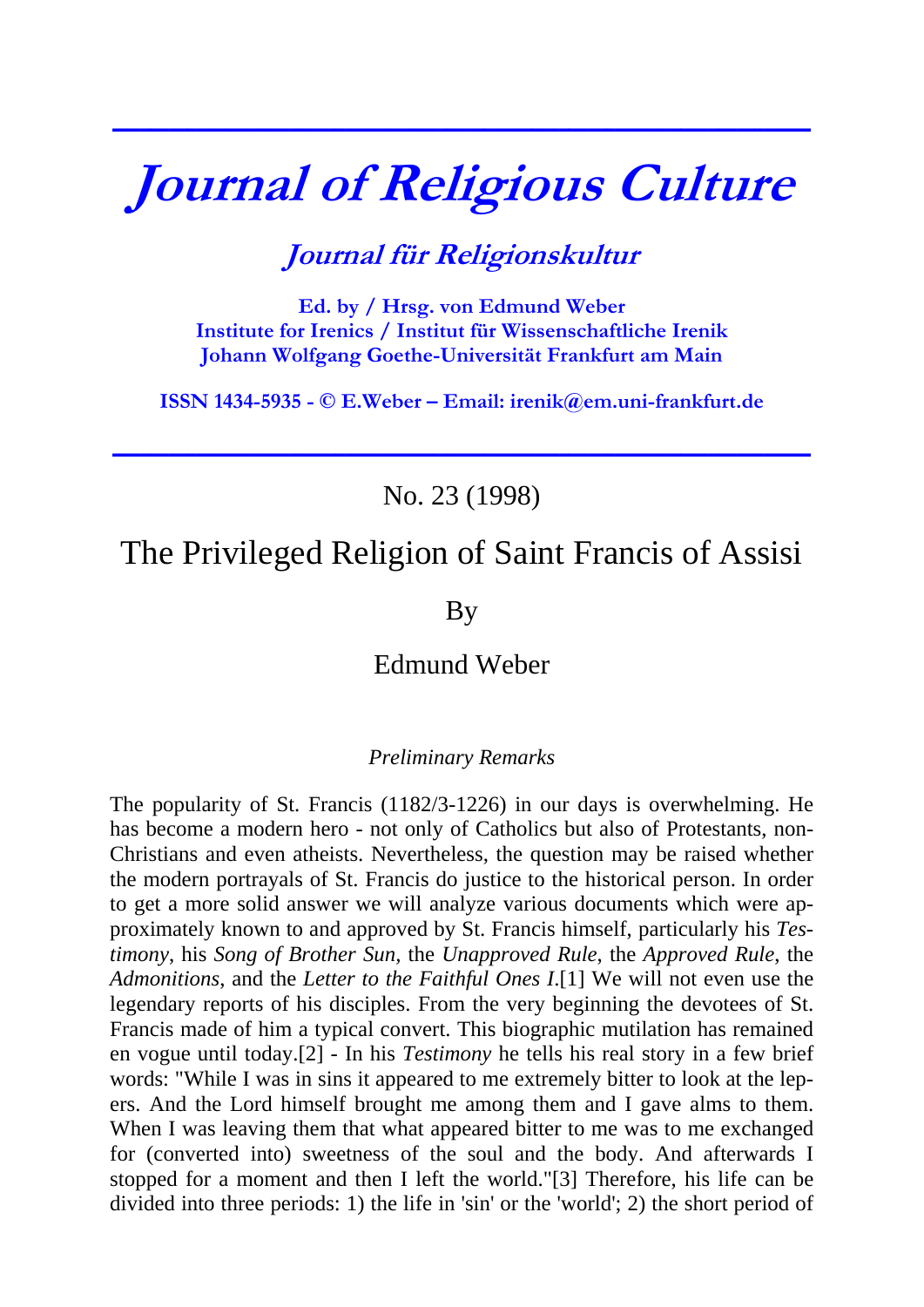# *Journal of Religious Culture*

## *Journal für Religionskultur*

**Ed. by / Hrsg. von Edmund Weber**
**Institute for Irenics / Institut für Wissenschaftliche Irenik**
**Johann Wolfgang Goethe-Universität Frankfurt am Main**

**ISSN 1434-5935 - © E.Weber – Email: irenik@em.uni-frankfurt.de**

---

No. 23 (1998)

# The Privileged Religion of Saint Francis of Assisi

By

Edmund Weber

*Preliminary Remarks*

The popularity of St. Francis (1182/3-1226) in our days is overwhelming. He has become a modern hero - not only of Catholics but also of Protestants, non-Christians and even atheists. Nevertheless, the question may be raised whether the modern portrayals of St. Francis do justice to the historical person. In order to get a more solid answer we will analyze various documents which were approximately known to and approved by St. Francis himself, particularly his *Testimony*, his *Song of Brother Sun,* the *Unapproved Rule*, the *Approved Rule*, the *Admonitions*, and the *Letter to the Faithful Ones I*.[1] We will not even use the legendary reports of his disciples. From the very beginning the devotees of St. Francis made of him a typical convert. This biographic mutilation has remained en vogue until today.[2] - In his *Testimony* he tells his real story in a few brief words: "While I was in sins it appeared to me extremely bitter to look at the lepers. And the Lord himself brought me among them and I gave alms to them. When I was leaving them that what appeared bitter to me was to me exchanged for (converted into) sweetness of the soul and the body. And afterwards I stopped for a moment and then I left the world."[3] Therefore, his life can be divided into three periods: 1) the life in 'sin' or the 'world'; 2) the short period of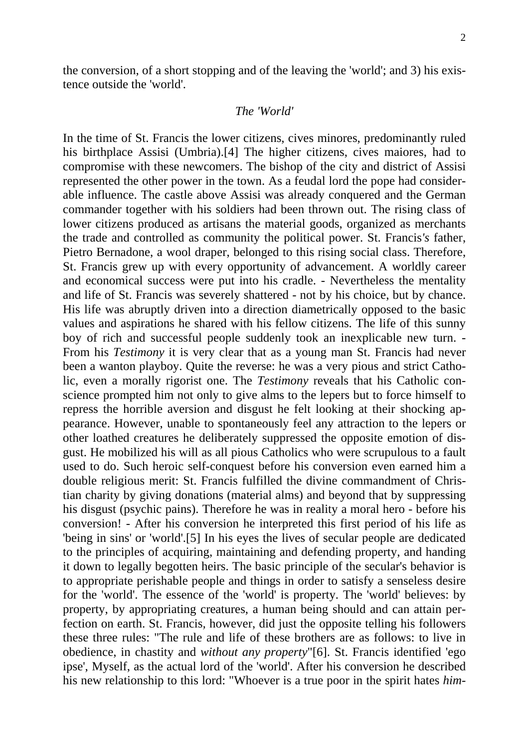the conversion, of a short stopping and of the leaving the 'world'; and 3) his existence outside the 'world'.

### *The 'World'*

In the time of St. Francis the lower citizens, cives minores, predominantly ruled his birthplace Assisi (Umbria).[4] The higher citizens, cives maiores, had to compromise with these newcomers. The bishop of the city and district of Assisi represented the other power in the town. As a feudal lord the pope had considerable influence. The castle above Assisi was already conquered and the German commander together with his soldiers had been thrown out. The rising class of lower citizens produced as artisans the material goods, organized as merchants the trade and controlled as community the political power. St. Francis*'s* father, Pietro Bernadone, a wool draper, belonged to this rising social class. Therefore, St. Francis grew up with every opportunity of advancement. A worldly career and economical success were put into his cradle. - Nevertheless the mentality and life of St. Francis was severely shattered - not by his choice, but by chance. His life was abruptly driven into a direction diametrically opposed to the basic values and aspirations he shared with his fellow citizens. The life of this sunny boy of rich and successful people suddenly took an inexplicable new turn. - From his *Testimony* it is very clear that as a young man St. Francis had never been a wanton playboy. Quite the reverse: he was a very pious and strict Catholic, even a morally rigorist one. The *Testimony* reveals that his Catholic conscience prompted him not only to give alms to the lepers but to force himself to repress the horrible aversion and disgust he felt looking at their shocking appearance. However, unable to spontaneously feel any attraction to the lepers or other loathed creatures he deliberately suppressed the opposite emotion of disgust. He mobilized his will as all pious Catholics who were scrupulous to a fault used to do. Such heroic self-conquest before his conversion even earned him a double religious merit: St. Francis fulfilled the divine commandment of Christian charity by giving donations (material alms) and beyond that by suppressing his disgust (psychic pains). Therefore he was in reality a moral hero - before his conversion! - After his conversion he interpreted this first period of his life as 'being in sins' or 'world'.[5] In his eyes the lives of secular people are dedicated to the principles of acquiring, maintaining and defending property, and handing it down to legally begotten heirs. The basic principle of the secular's behavior is to appropriate perishable people and things in order to satisfy a senseless desire for the 'world'. The essence of the 'world' is property. The 'world' believes: by property, by appropriating creatures, a human being should and can attain perfection on earth. St. Francis, however, did just the opposite telling his followers these three rules: "The rule and life of these brothers are as follows: to live in obedience, in chastity and *without any property*"[6]. St. Francis identified 'ego ipse', Myself, as the actual lord of the 'world'. After his conversion he described his new relationship to this lord: "Whoever is a true poor in the spirit hates *him-*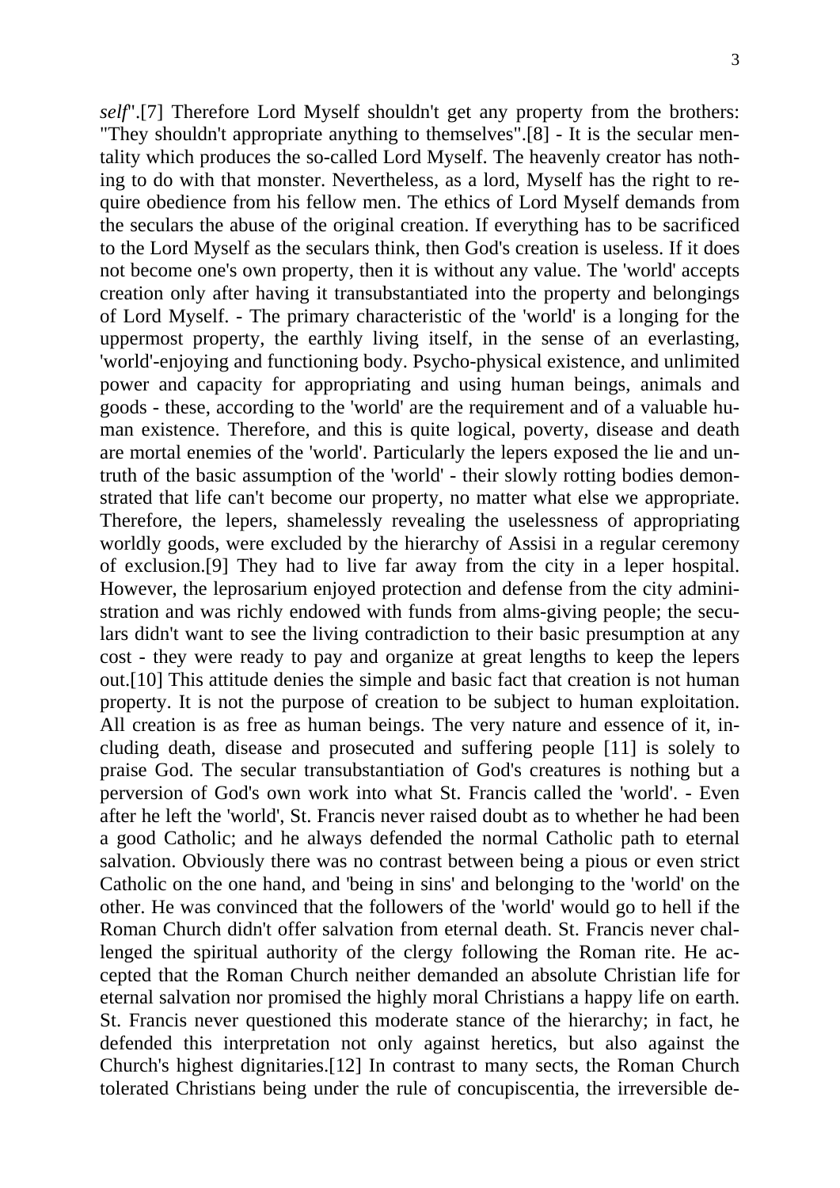*self*".[7] Therefore Lord Myself shouldn't get any property from the brothers: "They shouldn't appropriate anything to themselves".[8] - It is the secular mentality which produces the so-called Lord Myself. The heavenly creator has nothing to do with that monster. Nevertheless, as a lord, Myself has the right to require obedience from his fellow men. The ethics of Lord Myself demands from the seculars the abuse of the original creation. If everything has to be sacrificed to the Lord Myself as the seculars think, then God's creation is useless. If it does not become one's own property, then it is without any value. The 'world' accepts creation only after having it transubstantiated into the property and belongings of Lord Myself. - The primary characteristic of the 'world' is a longing for the uppermost property, the earthly living itself, in the sense of an everlasting, 'world'-enjoying and functioning body. Psycho-physical existence, and unlimited power and capacity for appropriating and using human beings, animals and goods - these, according to the 'world' are the requirement and of a valuable human existence. Therefore, and this is quite logical, poverty, disease and death are mortal enemies of the 'world'. Particularly the lepers exposed the lie and untruth of the basic assumption of the 'world' - their slowly rotting bodies demonstrated that life can't become our property, no matter what else we appropriate. Therefore, the lepers, shamelessly revealing the uselessness of appropriating worldly goods, were excluded by the hierarchy of Assisi in a regular ceremony of exclusion.[9] They had to live far away from the city in a leper hospital. However, the leprosarium enjoyed protection and defense from the city administration and was richly endowed with funds from alms-giving people; the seculars didn't want to see the living contradiction to their basic presumption at any cost - they were ready to pay and organize at great lengths to keep the lepers out.[10] This attitude denies the simple and basic fact that creation is not human property. It is not the purpose of creation to be subject to human exploitation. All creation is as free as human beings. The very nature and essence of it, including death, disease and prosecuted and suffering people [11] is solely to praise God. The secular transubstantiation of God's creatures is nothing but a perversion of God's own work into what St. Francis called the 'world'. - Even after he left the 'world', St. Francis never raised doubt as to whether he had been a good Catholic; and he always defended the normal Catholic path to eternal salvation. Obviously there was no contrast between being a pious or even strict Catholic on the one hand, and 'being in sins' and belonging to the 'world' on the other. He was convinced that the followers of the 'world' would go to hell if the Roman Church didn't offer salvation from eternal death. St. Francis never challenged the spiritual authority of the clergy following the Roman rite. He accepted that the Roman Church neither demanded an absolute Christian life for eternal salvation nor promised the highly moral Christians a happy life on earth. St. Francis never questioned this moderate stance of the hierarchy; in fact, he defended this interpretation not only against heretics, but also against the Church's highest dignitaries.[12] In contrast to many sects, the Roman Church tolerated Christians being under the rule of concupiscentia, the irreversible de-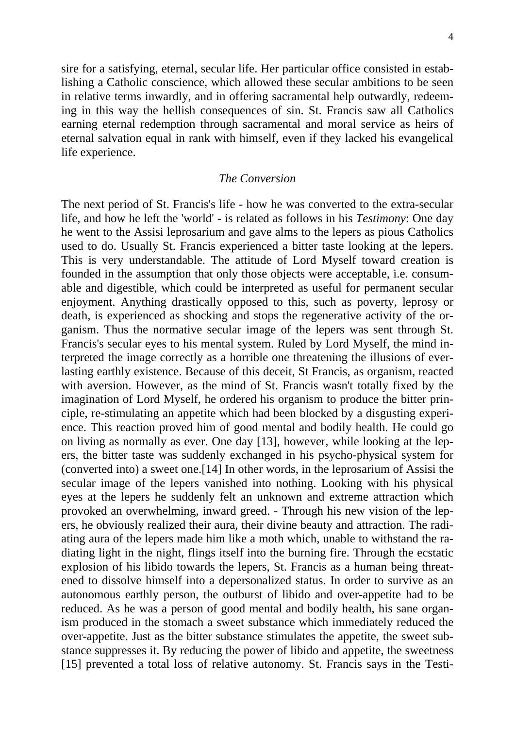sire for a satisfying, eternal, secular life. Her particular office consisted in establishing a Catholic conscience, which allowed these secular ambitions to be seen in relative terms inwardly, and in offering sacramental help outwardly, redeeming in this way the hellish consequences of sin. St. Francis saw all Catholics earning eternal redemption through sacramental and moral service as heirs of eternal salvation equal in rank with himself, even if they lacked his evangelical life experience.

### *The Conversion*

The next period of St. Francis's life - how he was converted to the extra-secular life, and how he left the 'world' - is related as follows in his *Testimony*: One day he went to the Assisi leprosarium and gave alms to the lepers as pious Catholics used to do. Usually St. Francis experienced a bitter taste looking at the lepers. This is very understandable. The attitude of Lord Myself toward creation is founded in the assumption that only those objects were acceptable, i.e. consumable and digestible, which could be interpreted as useful for permanent secular enjoyment. Anything drastically opposed to this, such as poverty, leprosy or death, is experienced as shocking and stops the regenerative activity of the organism. Thus the normative secular image of the lepers was sent through St. Francis's secular eyes to his mental system. Ruled by Lord Myself, the mind interpreted the image correctly as a horrible one threatening the illusions of everlasting earthly existence. Because of this deceit, St Francis, as organism, reacted with aversion. However, as the mind of St. Francis wasn't totally fixed by the imagination of Lord Myself, he ordered his organism to produce the bitter principle, re-stimulating an appetite which had been blocked by a disgusting experience. This reaction proved him of good mental and bodily health. He could go on living as normally as ever. One day [13], however, while looking at the lepers, the bitter taste was suddenly exchanged in his psycho-physical system for (converted into) a sweet one.[14] In other words, in the leprosarium of Assisi the secular image of the lepers vanished into nothing. Looking with his physical eyes at the lepers he suddenly felt an unknown and extreme attraction which provoked an overwhelming, inward greed. - Through his new vision of the lepers, he obviously realized their aura, their divine beauty and attraction. The radiating aura of the lepers made him like a moth which, unable to withstand the radiating light in the night, flings itself into the burning fire. Through the ecstatic explosion of his libido towards the lepers, St. Francis as a human being threatened to dissolve himself into a depersonalized status. In order to survive as an autonomous earthly person, the outburst of libido and over-appetite had to be reduced. As he was a person of good mental and bodily health, his sane organism produced in the stomach a sweet substance which immediately reduced the over-appetite. Just as the bitter substance stimulates the appetite, the sweet substance suppresses it. By reducing the power of libido and appetite, the sweetness [15] prevented a total loss of relative autonomy. St. Francis says in the Testi-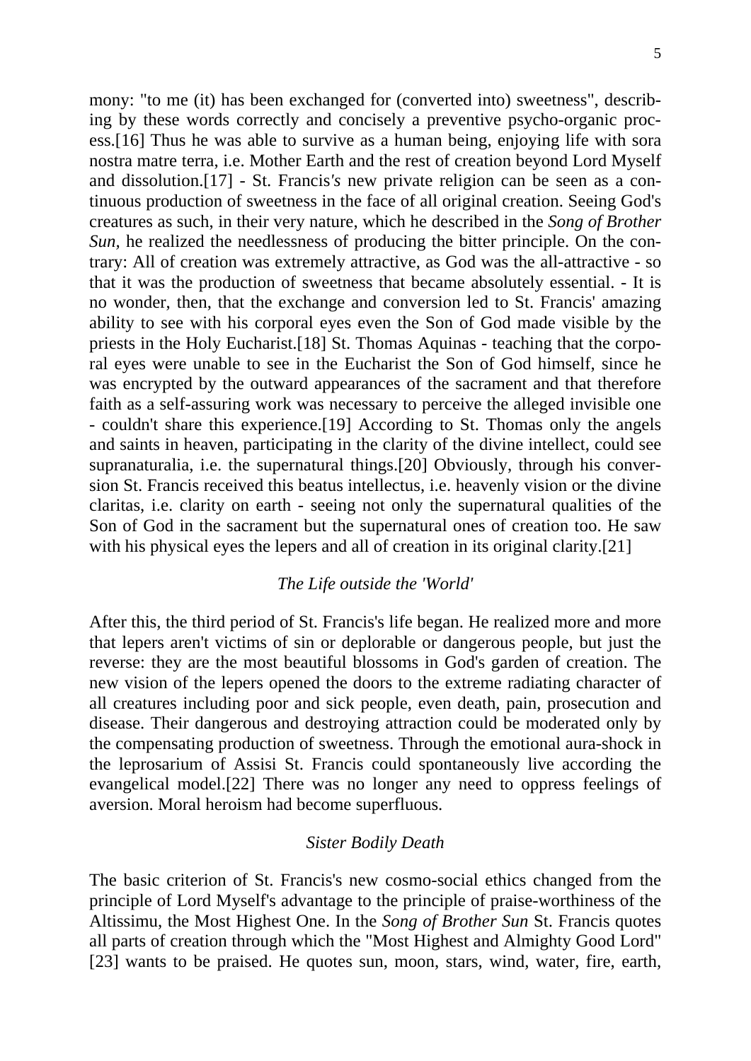mony: "to me (it) has been exchanged for (converted into) sweetness", describing by these words correctly and concisely a preventive psycho-organic process.[16] Thus he was able to survive as a human being, enjoying life with sora nostra matre terra, i.e. Mother Earth and the rest of creation beyond Lord Myself and dissolution.[17] - St. Francis*'s* new private religion can be seen as a continuous production of sweetness in the face of all original creation. Seeing God's creatures as such, in their very nature, which he described in the *Song of Brother Sun,* he realized the needlessness of producing the bitter principle. On the contrary: All of creation was extremely attractive, as God was the all-attractive - so that it was the production of sweetness that became absolutely essential. - It is no wonder, then, that the exchange and conversion led to St. Francis' amazing ability to see with his corporal eyes even the Son of God made visible by the priests in the Holy Eucharist.[18] St. Thomas Aquinas - teaching that the corporal eyes were unable to see in the Eucharist the Son of God himself, since he was encrypted by the outward appearances of the sacrament and that therefore faith as a self-assuring work was necessary to perceive the alleged invisible one - couldn't share this experience.[19] According to St. Thomas only the angels and saints in heaven, participating in the clarity of the divine intellect, could see supranaturalia, i.e. the supernatural things.[20] Obviously, through his conversion St. Francis received this beatus intellectus, i.e. heavenly vision or the divine claritas, i.e. clarity on earth - seeing not only the supernatural qualities of the Son of God in the sacrament but the supernatural ones of creation too. He saw with his physical eyes the lepers and all of creation in its original clarity.[21]

### *The Life outside the 'World'*

After this, the third period of St. Francis's life began. He realized more and more that lepers aren't victims of sin or deplorable or dangerous people, but just the reverse: they are the most beautiful blossoms in God's garden of creation. The new vision of the lepers opened the doors to the extreme radiating character of all creatures including poor and sick people, even death, pain, prosecution and disease. Their dangerous and destroying attraction could be moderated only by the compensating production of sweetness. Through the emotional aura-shock in the leprosarium of Assisi St. Francis could spontaneously live according the evangelical model.[22] There was no longer any need to oppress feelings of aversion. Moral heroism had become superfluous.

### *Sister Bodily Death*

The basic criterion of St. Francis's new cosmo-social ethics changed from the principle of Lord Myself's advantage to the principle of praise-worthiness of the Altissimu, the Most Highest One. In the *Song of Brother Sun* St. Francis quotes all parts of creation through which the "Most Highest and Almighty Good Lord" [23] wants to be praised. He quotes sun, moon, stars, wind, water, fire, earth,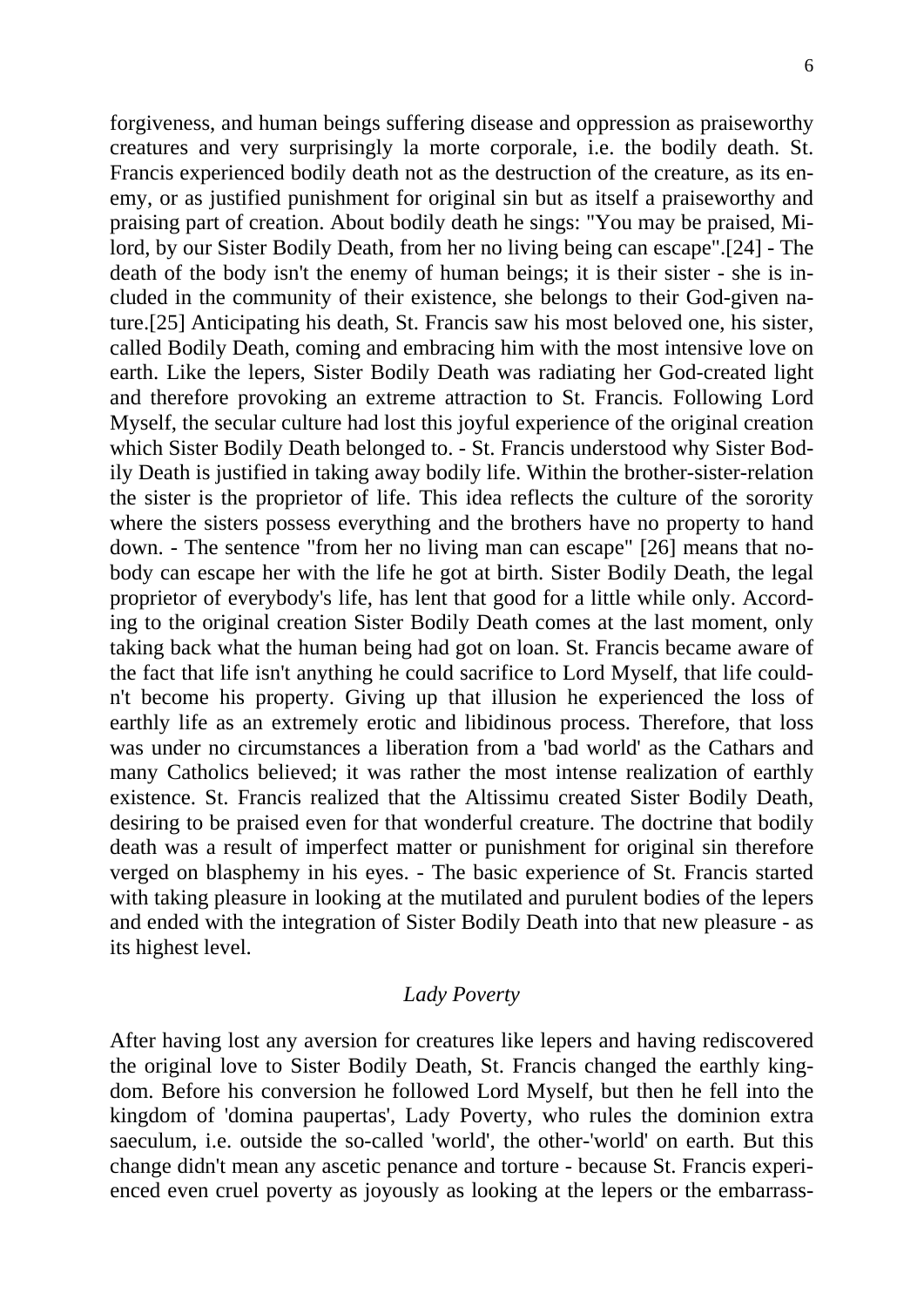forgiveness, and human beings suffering disease and oppression as praiseworthy creatures and very surprisingly la morte corporale, i.e. the bodily death. St. Francis experienced bodily death not as the destruction of the creature, as its enemy, or as justified punishment for original sin but as itself a praiseworthy and praising part of creation. About bodily death he sings: "You may be praised, Milord, by our Sister Bodily Death, from her no living being can escape".[24] - The death of the body isn't the enemy of human beings; it is their sister - she is included in the community of their existence, she belongs to their God-given nature.[25] Anticipating his death, St. Francis saw his most beloved one, his sister, called Bodily Death, coming and embracing him with the most intensive love on earth. Like the lepers, Sister Bodily Death was radiating her God-created light and therefore provoking an extreme attraction to St. Francis. Following Lord Myself, the secular culture had lost this joyful experience of the original creation which Sister Bodily Death belonged to. - St. Francis understood why Sister Bodily Death is justified in taking away bodily life. Within the brother-sister-relation the sister is the proprietor of life. This idea reflects the culture of the sorority where the sisters possess everything and the brothers have no property to hand down. - The sentence "from her no living man can escape" [26] means that nobody can escape her with the life he got at birth. Sister Bodily Death, the legal proprietor of everybody's life, has lent that good for a little while only. According to the original creation Sister Bodily Death comes at the last moment, only taking back what the human being had got on loan. St. Francis became aware of the fact that life isn't anything he could sacrifice to Lord Myself, that life couldn't become his property. Giving up that illusion he experienced the loss of earthly life as an extremely erotic and libidinous process. Therefore, that loss was under no circumstances a liberation from a 'bad world' as the Cathars and many Catholics believed; it was rather the most intense realization of earthly existence. St. Francis realized that the Altissimu created Sister Bodily Death, desiring to be praised even for that wonderful creature. The doctrine that bodily death was a result of imperfect matter or punishment for original sin therefore verged on blasphemy in his eyes. - The basic experience of St. Francis started with taking pleasure in looking at the mutilated and purulent bodies of the lepers and ended with the integration of Sister Bodily Death into that new pleasure - as its highest level.

## *Lady Poverty*

After having lost any aversion for creatures like lepers and having rediscovered the original love to Sister Bodily Death, St. Francis changed the earthly kingdom. Before his conversion he followed Lord Myself, but then he fell into the kingdom of 'domina paupertas', Lady Poverty, who rules the dominion extra saeculum, i.e. outside the so-called 'world', the other-'world' on earth. But this change didn't mean any ascetic penance and torture - because St. Francis experienced even cruel poverty as joyously as looking at the lepers or the embarrass-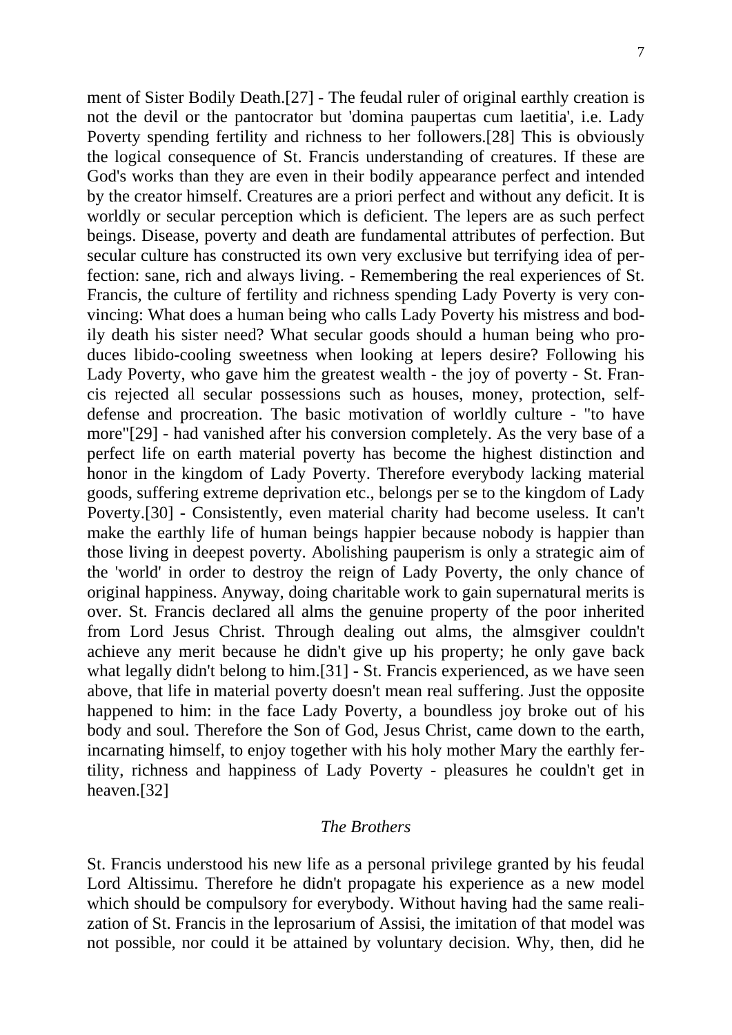ment of Sister Bodily Death.[27] - The feudal ruler of original earthly creation is not the devil or the pantocrator but 'domina paupertas cum laetitia', i.e. Lady Poverty spending fertility and richness to her followers.[28] This is obviously the logical consequence of St. Francis understanding of creatures. If these are God's works than they are even in their bodily appearance perfect and intended by the creator himself. Creatures are a priori perfect and without any deficit. It is worldly or secular perception which is deficient. The lepers are as such perfect beings. Disease, poverty and death are fundamental attributes of perfection. But secular culture has constructed its own very exclusive but terrifying idea of perfection: sane, rich and always living. - Remembering the real experiences of St. Francis, the culture of fertility and richness spending Lady Poverty is very convincing: What does a human being who calls Lady Poverty his mistress and bodily death his sister need? What secular goods should a human being who produces libido-cooling sweetness when looking at lepers desire? Following his Lady Poverty, who gave him the greatest wealth - the joy of poverty - St. Francis rejected all secular possessions such as houses, money, protection, self-defense and procreation. The basic motivation of worldly culture - "to have more"[29] - had vanished after his conversion completely. As the very base of a perfect life on earth material poverty has become the highest distinction and honor in the kingdom of Lady Poverty. Therefore everybody lacking material goods, suffering extreme deprivation etc., belongs per se to the kingdom of Lady Poverty.[30] - Consistently, even material charity had become useless. It can't make the earthly life of human beings happier because nobody is happier than those living in deepest poverty. Abolishing pauperism is only a strategic aim of the 'world' in order to destroy the reign of Lady Poverty, the only chance of original happiness. Anyway, doing charitable work to gain supernatural merits is over. St. Francis declared all alms the genuine property of the poor inherited from Lord Jesus Christ. Through dealing out alms, the almsgiver couldn't achieve any merit because he didn't give up his property; he only gave back what legally didn't belong to him.[31] - St. Francis experienced, as we have seen above, that life in material poverty doesn't mean real suffering. Just the opposite happened to him: in the face Lady Poverty, a boundless joy broke out of his body and soul. Therefore the Son of God, Jesus Christ, came down to the earth, incarnating himself, to enjoy together with his holy mother Mary the earthly fertility, richness and happiness of Lady Poverty - pleasures he couldn't get in heaven.[32]

## *The Brothers*

St. Francis understood his new life as a personal privilege granted by his feudal Lord Altissimu. Therefore he didn't propagate his experience as a new model which should be compulsory for everybody. Without having had the same realization of St. Francis in the leprosarium of Assisi, the imitation of that model was not possible, nor could it be attained by voluntary decision. Why, then, did he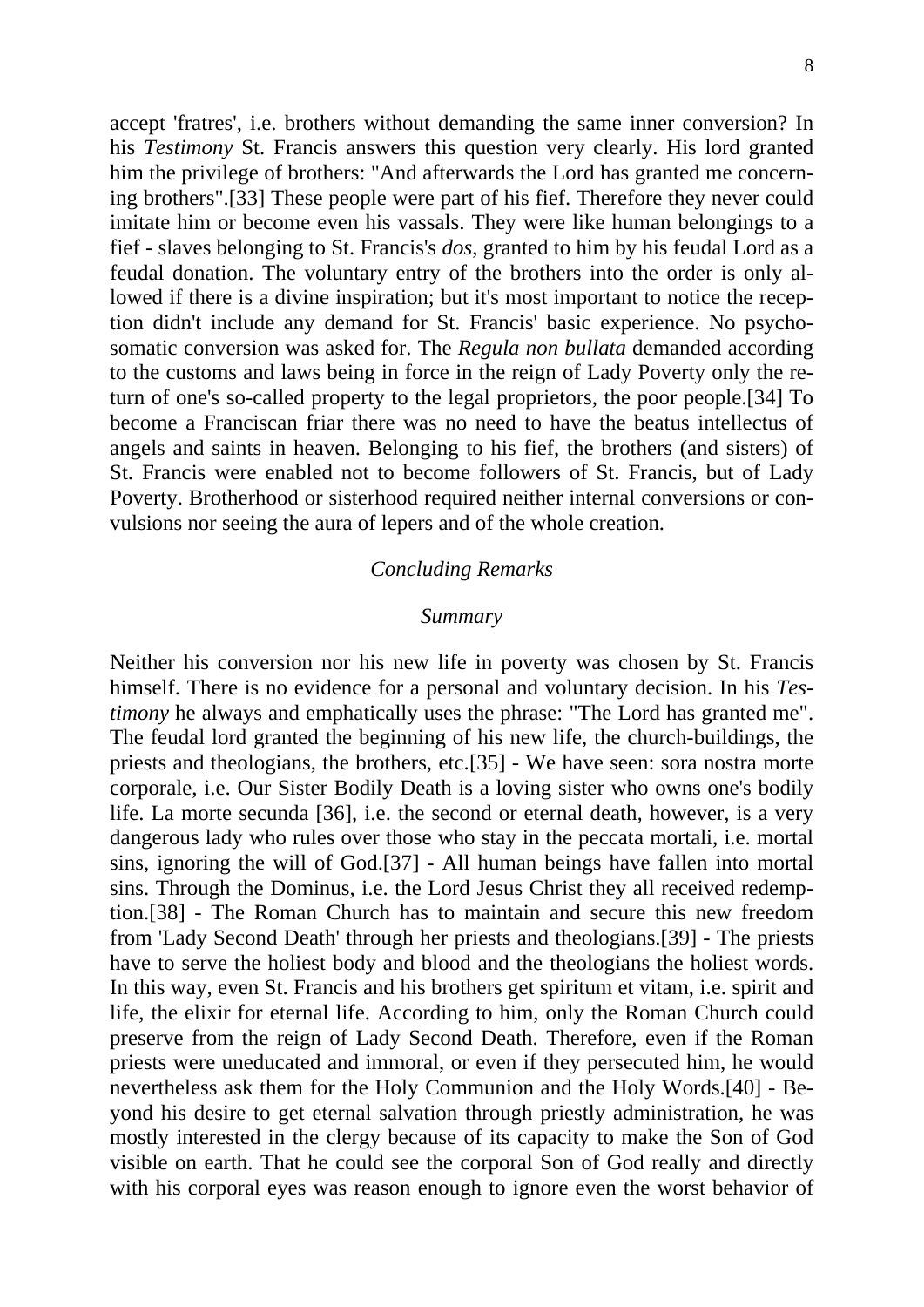accept 'fratres', i.e. brothers without demanding the same inner conversion? In his *Testimony* St. Francis answers this question very clearly. His lord granted him the privilege of brothers: "And afterwards the Lord has granted me concerning brothers".[33] These people were part of his fief. Therefore they never could imitate him or become even his vassals. They were like human belongings to a fief - slaves belonging to St. Francis's *dos*, granted to him by his feudal Lord as a feudal donation. The voluntary entry of the brothers into the order is only allowed if there is a divine inspiration; but it's most important to notice the reception didn't include any demand for St. Francis' basic experience. No psychosomatic conversion was asked for. The *Regula non bullata* demanded according to the customs and laws being in force in the reign of Lady Poverty only the return of one's so-called property to the legal proprietors, the poor people.[34] To become a Franciscan friar there was no need to have the beatus intellectus of angels and saints in heaven. Belonging to his fief, the brothers (and sisters) of St. Francis were enabled not to become followers of St. Francis, but of Lady Poverty. Brotherhood or sisterhood required neither internal conversions or convulsions nor seeing the aura of lepers and of the whole creation.

## *Concluding Remarks*

### *Summary*

Neither his conversion nor his new life in poverty was chosen by St. Francis himself. There is no evidence for a personal and voluntary decision. In his *Testimony* he always and emphatically uses the phrase: "The Lord has granted me". The feudal lord granted the beginning of his new life, the church-buildings, the priests and theologians, the brothers, etc.[35] - We have seen: sora nostra morte corporale, i.e. Our Sister Bodily Death is a loving sister who owns one's bodily life. La morte secunda [36], i.e. the second or eternal death, however, is a very dangerous lady who rules over those who stay in the peccata mortali, i.e. mortal sins, ignoring the will of God.[37] - All human beings have fallen into mortal sins. Through the Dominus, i.e. the Lord Jesus Christ they all received redemption.[38] - The Roman Church has to maintain and secure this new freedom from 'Lady Second Death' through her priests and theologians.[39] - The priests have to serve the holiest body and blood and the theologians the holiest words. In this way, even St. Francis and his brothers get spiritum et vitam, i.e. spirit and life, the elixir for eternal life. According to him, only the Roman Church could preserve from the reign of Lady Second Death. Therefore, even if the Roman priests were uneducated and immoral, or even if they persecuted him, he would nevertheless ask them for the Holy Communion and the Holy Words.[40] - Beyond his desire to get eternal salvation through priestly administration, he was mostly interested in the clergy because of its capacity to make the Son of God visible on earth. That he could see the corporal Son of God really and directly with his corporal eyes was reason enough to ignore even the worst behavior of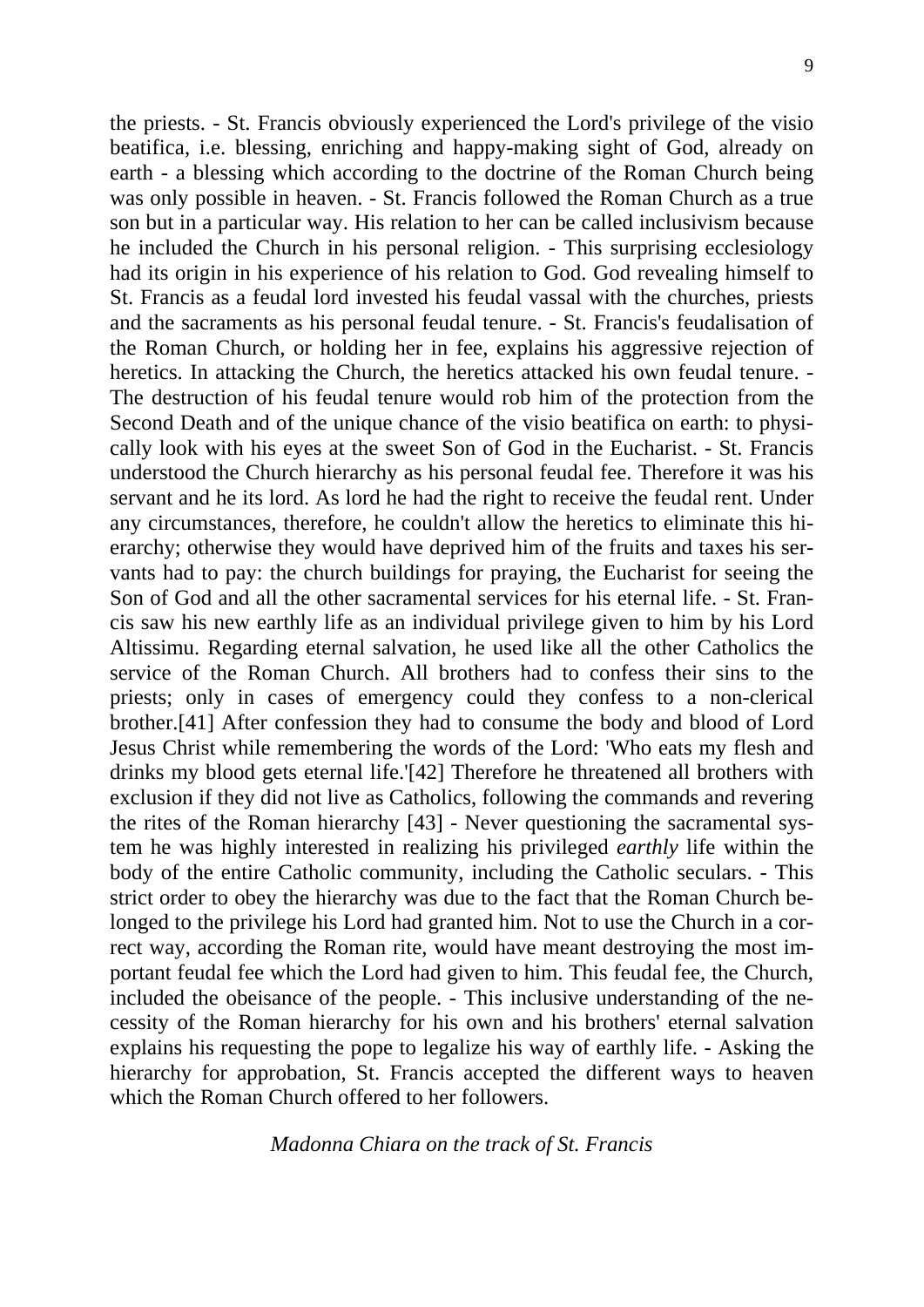the priests. - St. Francis obviously experienced the Lord's privilege of the visio beatifica, i.e. blessing, enriching and happy-making sight of God, already on earth - a blessing which according to the doctrine of the Roman Church being was only possible in heaven. - St. Francis followed the Roman Church as a true son but in a particular way. His relation to her can be called inclusivism because he included the Church in his personal religion. - This surprising ecclesiology had its origin in his experience of his relation to God. God revealing himself to St. Francis as a feudal lord invested his feudal vassal with the churches, priests and the sacraments as his personal feudal tenure. - St. Francis's feudalisation of the Roman Church, or holding her in fee, explains his aggressive rejection of heretics. In attacking the Church, the heretics attacked his own feudal tenure. - The destruction of his feudal tenure would rob him of the protection from the Second Death and of the unique chance of the visio beatifica on earth: to physically look with his eyes at the sweet Son of God in the Eucharist. - St. Francis understood the Church hierarchy as his personal feudal fee. Therefore it was his servant and he its lord. As lord he had the right to receive the feudal rent. Under any circumstances, therefore, he couldn't allow the heretics to eliminate this hierarchy; otherwise they would have deprived him of the fruits and taxes his servants had to pay: the church buildings for praying, the Eucharist for seeing the Son of God and all the other sacramental services for his eternal life. - St. Francis saw his new earthly life as an individual privilege given to him by his Lord Altissimu. Regarding eternal salvation, he used like all the other Catholics the service of the Roman Church. All brothers had to confess their sins to the priests; only in cases of emergency could they confess to a non-clerical brother.[41] After confession they had to consume the body and blood of Lord Jesus Christ while remembering the words of the Lord: 'Who eats my flesh and drinks my blood gets eternal life.'[42] Therefore he threatened all brothers with exclusion if they did not live as Catholics, following the commands and revering the rites of the Roman hierarchy [43] - Never questioning the sacramental system he was highly interested in realizing his privileged *earthly* life within the body of the entire Catholic community, including the Catholic seculars. - This strict order to obey the hierarchy was due to the fact that the Roman Church belonged to the privilege his Lord had granted him. Not to use the Church in a correct way, according the Roman rite, would have meant destroying the most important feudal fee which the Lord had given to him. This feudal fee, the Church, included the obeisance of the people. - This inclusive understanding of the necessity of the Roman hierarchy for his own and his brothers' eternal salvation explains his requesting the pope to legalize his way of earthly life. - Asking the hierarchy for approbation, St. Francis accepted the different ways to heaven which the Roman Church offered to her followers.

### *Madonna Chiara on the track of St. Francis*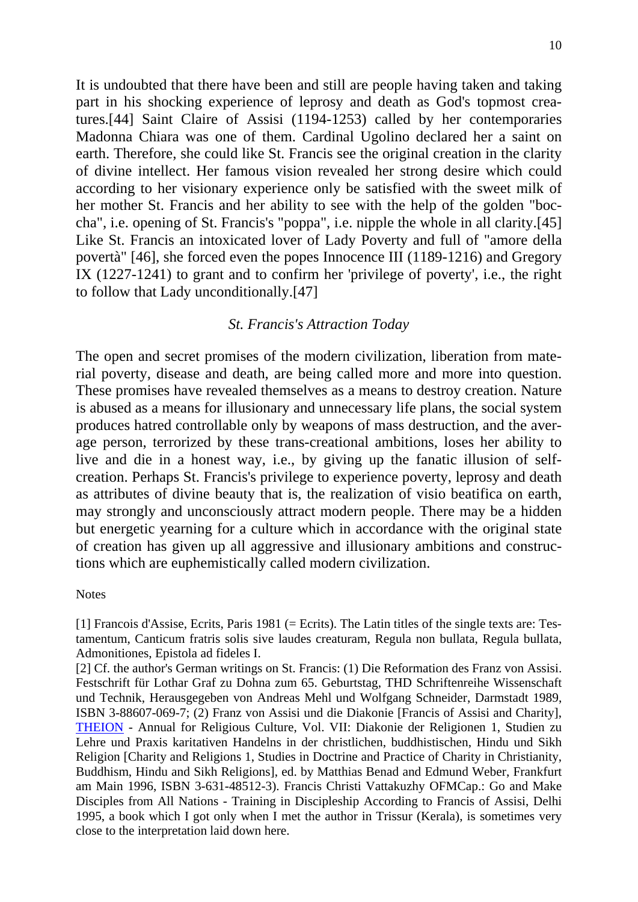It is undoubted that there have been and still are people having taken and taking part in his shocking experience of leprosy and death as God's topmost creatures.[44] Saint Claire of Assisi (1194-1253) called by her contemporaries Madonna Chiara was one of them. Cardinal Ugolino declared her a saint on earth. Therefore, she could like St. Francis see the original creation in the clarity of divine intellect. Her famous vision revealed her strong desire which could according to her visionary experience only be satisfied with the sweet milk of her mother St. Francis and her ability to see with the help of the golden "boccha", i.e. opening of St. Francis's "poppa", i.e. nipple the whole in all clarity.[45] Like St. Francis an intoxicated lover of Lady Poverty and full of "amore della povertà" [46], she forced even the popes Innocence III (1189-1216) and Gregory IX (1227-1241) to grant and to confirm her 'privilege of poverty', i.e., the right to follow that Lady unconditionally.[47]

### *St. Francis's Attraction Today*

The open and secret promises of the modern civilization, liberation from material poverty, disease and death, are being called more and more into question. These promises have revealed themselves as a means to destroy creation. Nature is abused as a means for illusionary and unnecessary life plans, the social system produces hatred controllable only by weapons of mass destruction, and the average person, terrorized by these trans-creational ambitions, loses her ability to live and die in a honest way, i.e., by giving up the fanatic illusion of self-creation. Perhaps St. Francis's privilege to experience poverty, leprosy and death as attributes of divine beauty that is, the realization of visio beatifica on earth, may strongly and unconsciously attract modern people. There may be a hidden but energetic yearning for a culture which in accordance with the original state of creation has given up all aggressive and illusionary ambitions and constructions which are euphemistically called modern civilization.

Notes

[1] Francois d'Assise, Ecrits, Paris 1981 (= Ecrits). The Latin titles of the single texts are: Testamentum, Canticum fratris solis sive laudes creaturam, Regula non bullata, Regula bullata, Admonitiones, Epistola ad fideles I.

[2] Cf. the author's German writings on St. Francis: (1) Die Reformation des Franz von Assisi. Festschrift für Lothar Graf zu Dohna zum 65. Geburtstag, THD Schriftenreihe Wissenschaft und Technik, Herausgegeben von Andreas Mehl und Wolfgang Schneider, Darmstadt 1989, ISBN 3-88607-069-7; (2) Franz von Assisi und die Diakonie [Francis of Assisi and Charity], THEION - Annual for Religious Culture, Vol. VII: Diakonie der Religionen 1, Studien zu Lehre und Praxis karitativen Handelns in der christlichen, buddhistischen, Hindu und Sikh Religion [Charity and Religions 1, Studies in Doctrine and Practice of Charity in Christianity, Buddhism, Hindu and Sikh Religions], ed. by Matthias Benad and Edmund Weber, Frankfurt am Main 1996, ISBN 3-631-48512-3). Francis Christi Vattakuzhy OFMCap.: Go and Make Disciples from All Nations - Training in Discipleship According to Francis of Assisi, Delhi 1995, a book which I got only when I met the author in Trissur (Kerala), is sometimes very close to the interpretation laid down here.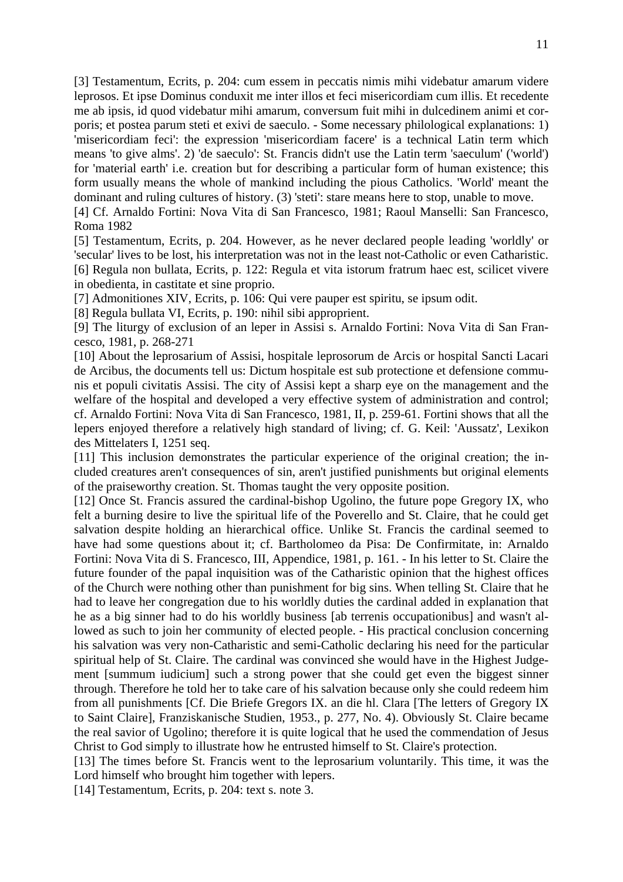[3] Testamentum, Ecrits, p. 204: cum essem in peccatis nimis mihi videbatur amarum videre leprosos. Et ipse Dominus conduxit me inter illos et feci misericordiam cum illis. Et recedente me ab ipsis, id quod videbatur mihi amarum, conversum fuit mihi in dulcedinem animi et corporis; et postea parum steti et exivi de saeculo. - Some necessary philological explanations: 1) 'misericordiam feci': the expression 'misericordiam facere' is a technical Latin term which means 'to give alms'. 2) 'de saeculo': St. Francis didn't use the Latin term 'saeculum' ('world') for 'material earth' i.e. creation but for describing a particular form of human existence; this form usually means the whole of mankind including the pious Catholics. 'World' meant the dominant and ruling cultures of history. (3) 'steti': stare means here to stop, unable to move.

[4] Cf. Arnaldo Fortini: Nova Vita di San Francesco, 1981; Raoul Manselli: San Francesco, Roma 1982

[5] Testamentum, Ecrits, p. 204. However, as he never declared people leading 'worldly' or 'secular' lives to be lost, his interpretation was not in the least not-Catholic or even Catharistic.

[6] Regula non bullata, Ecrits, p. 122: Regula et vita istorum fratrum haec est, scilicet vivere in obedienta, in castitate et sine proprio.

[7] Admonitiones XIV, Ecrits, p. 106: Qui vere pauper est spiritu, se ipsum odit.

[8] Regula bullata VI, Ecrits, p. 190: nihil sibi approprient.

[9] The liturgy of exclusion of an leper in Assisi s. Arnaldo Fortini: Nova Vita di San Francesco, 1981, p. 268-271

[10] About the leprosarium of Assisi, hospitale leprosorum de Arcis or hospital Sancti Lacari de Arcibus, the documents tell us: Dictum hospitale est sub protectione et defensione communis et populi civitatis Assisi. The city of Assisi kept a sharp eye on the management and the welfare of the hospital and developed a very effective system of administration and control; cf. Arnaldo Fortini: Nova Vita di San Francesco, 1981, II, p. 259-61. Fortini shows that all the lepers enjoyed therefore a relatively high standard of living; cf. G. Keil: 'Aussatz', Lexikon des Mittelaters I, 1251 seq.

[11] This inclusion demonstrates the particular experience of the original creation; the included creatures aren't consequences of sin, aren't justified punishments but original elements of the praiseworthy creation. St. Thomas taught the very opposite position.

[12] Once St. Francis assured the cardinal-bishop Ugolino, the future pope Gregory IX, who felt a burning desire to live the spiritual life of the Poverello and St. Claire, that he could get salvation despite holding an hierarchical office. Unlike St. Francis the cardinal seemed to have had some questions about it; cf. Bartholomeo da Pisa: De Confirmitate, in: Arnaldo Fortini: Nova Vita di S. Francesco, III, Appendice, 1981, p. 161. - In his letter to St. Claire the future founder of the papal inquisition was of the Catharistic opinion that the highest offices of the Church were nothing other than punishment for big sins. When telling St. Claire that he had to leave her congregation due to his worldly duties the cardinal added in explanation that he as a big sinner had to do his worldly business [ab terrenis occupationibus] and wasn't allowed as such to join her community of elected people. - His practical conclusion concerning his salvation was very non-Catharistic and semi-Catholic declaring his need for the particular spiritual help of St. Claire. The cardinal was convinced she would have in the Highest Judgement [summum iudicium] such a strong power that she could get even the biggest sinner through. Therefore he told her to take care of his salvation because only she could redeem him from all punishments [Cf. Die Briefe Gregors IX. an die hl. Clara [The letters of Gregory IX to Saint Claire], Franziskanische Studien, 1953., p. 277, No. 4). Obviously St. Claire became the real savior of Ugolino; therefore it is quite logical that he used the commendation of Jesus Christ to God simply to illustrate how he entrusted himself to St. Claire's protection.

[13] The times before St. Francis went to the leprosarium voluntarily. This time, it was the Lord himself who brought him together with lepers.

[14] Testamentum, Ecrits, p. 204: text s. note 3.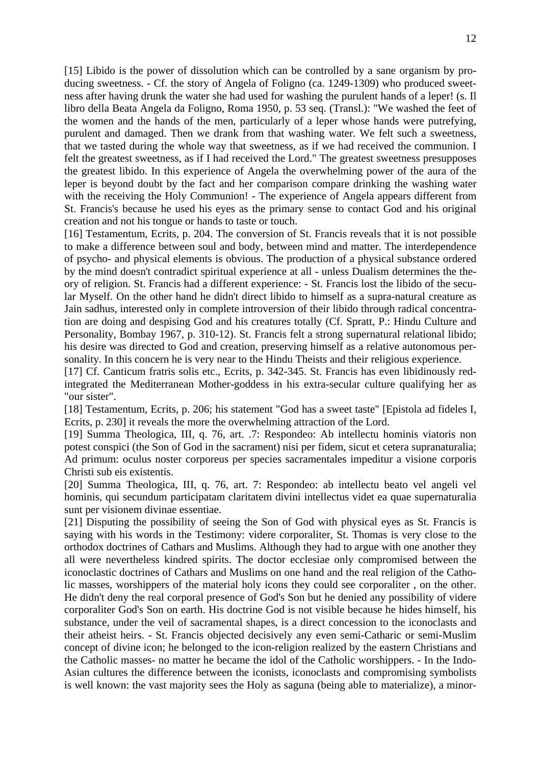[15] Libido is the power of dissolution which can be controlled by a sane organism by producing sweetness. - Cf. the story of Angela of Foligno (ca. 1249-1309) who produced sweetness after having drunk the water she had used for washing the purulent hands of a leper! (s. Il libro della Beata Angela da Foligno, Roma 1950, p. 53 seq. (Transl.): "We washed the feet of the women and the hands of the men, particularly of a leper whose hands were putrefying, purulent and damaged. Then we drank from that washing water. We felt such a sweetness, that we tasted during the whole way that sweetness, as if we had received the communion. I felt the greatest sweetness, as if I had received the Lord." The greatest sweetness presupposes the greatest libido. In this experience of Angela the overwhelming power of the aura of the leper is beyond doubt by the fact and her comparison compare drinking the washing water with the receiving the Holy Communion! - The experience of Angela appears different from St. Francis's because he used his eyes as the primary sense to contact God and his original creation and not his tongue or hands to taste or touch.

[16] Testamentum, Ecrits, p. 204. The conversion of St. Francis reveals that it is not possible to make a difference between soul and body, between mind and matter. The interdependence of psycho- and physical elements is obvious. The production of a physical substance ordered by the mind doesn't contradict spiritual experience at all - unless Dualism determines the theory of religion. St. Francis had a different experience: - St. Francis lost the libido of the secular Myself. On the other hand he didn't direct libido to himself as a supra-natural creature as Jain sadhus, interested only in complete introversion of their libido through radical concentration are doing and despising God and his creatures totally (Cf. Spratt, P.: Hindu Culture and Personality, Bombay 1967, p. 310-12). St. Francis felt a strong supernatural relational libido; his desire was directed to God and creation, preserving himself as a relative autonomous personality. In this concern he is very near to the Hindu Theists and their religious experience.

[17] Cf. Canticum fratris solis etc., Ecrits, p. 342-345. St. Francis has even libidinously redintegrated the Mediterranean Mother-goddess in his extra-secular culture qualifying her as "our sister".

[18] Testamentum, Ecrits, p. 206; his statement "God has a sweet taste" [Epistola ad fideles I, Ecrits, p. 230] it reveals the more the overwhelming attraction of the Lord.

[19] Summa Theologica, III, q. 76, art. .7: Respondeo: Ab intellectu hominis viatoris non potest conspici (the Son of God in the sacrament) nisi per fidem, sicut et cetera supranaturalia; Ad primum: oculus noster corporeus per species sacramentales impeditur a visione corporis Christi sub eis existentis.

[20] Summa Theologica, III, q. 76, art. 7: Respondeo: ab intellectu beato vel angeli vel hominis, qui secundum participatam claritatem divini intellectus videt ea quae supernaturalia sunt per visionem divinae essentiae.

[21] Disputing the possibility of seeing the Son of God with physical eyes as St. Francis is saying with his words in the Testimony: videre corporaliter, St. Thomas is very close to the orthodox doctrines of Cathars and Muslims. Although they had to argue with one another they all were nevertheless kindred spirits. The doctor ecclesiae only compromised between the iconoclastic doctrines of Cathars and Muslims on one hand and the real religion of the Catholic masses, worshippers of the material holy icons they could see corporaliter , on the other. He didn't deny the real corporal presence of God's Son but he denied any possibility of videre corporaliter God's Son on earth. His doctrine God is not visible because he hides himself, his substance, under the veil of sacramental shapes, is a direct concession to the iconoclasts and their atheist heirs. - St. Francis objected decisively any even semi-Catharic or semi-Muslim concept of divine icon; he belonged to the icon-religion realized by the eastern Christians and the Catholic masses- no matter he became the idol of the Catholic worshippers. - In the Indo-Asian cultures the difference between the iconists, iconoclasts and compromising symbolists is well known: the vast majority sees the Holy as saguna (being able to materialize), a minor-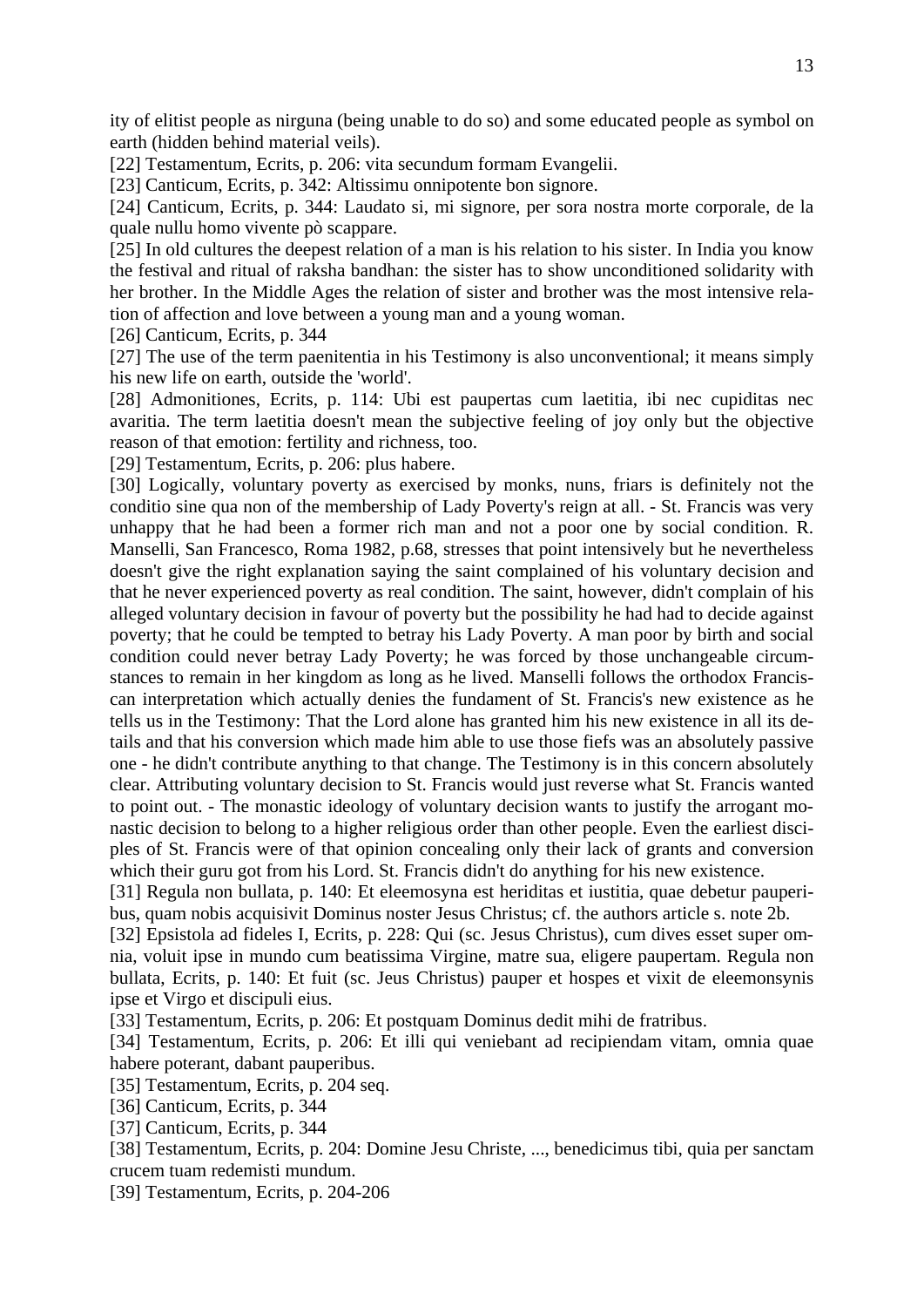ity of elitist people as nirguna (being unable to do so) and some educated people as symbol on earth (hidden behind material veils).

[22] Testamentum, Ecrits, p. 206: vita secundum formam Evangelii.

[23] Canticum, Ecrits, p. 342: Altissimu onnipotente bon signore.

[24] Canticum, Ecrits, p. 344: Laudato si, mi signore, per sora nostra morte corporale, de la quale nullu homo vivente pò scappare.

[25] In old cultures the deepest relation of a man is his relation to his sister. In India you know the festival and ritual of raksha bandhan: the sister has to show unconditioned solidarity with her brother. In the Middle Ages the relation of sister and brother was the most intensive relation of affection and love between a young man and a young woman.

[26] Canticum, Ecrits, p. 344

[27] The use of the term paenitentia in his Testimony is also unconventional; it means simply his new life on earth, outside the 'world'.

[28] Admonitiones, Ecrits, p. 114: Ubi est paupertas cum laetitia, ibi nec cupiditas nec avaritia. The term laetitia doesn't mean the subjective feeling of joy only but the objective reason of that emotion: fertility and richness, too.

[29] Testamentum, Ecrits, p. 206: plus habere.

[30] Logically, voluntary poverty as exercised by monks, nuns, friars is definitely not the conditio sine qua non of the membership of Lady Poverty's reign at all. - St. Francis was very unhappy that he had been a former rich man and not a poor one by social condition. R. Manselli, San Francesco, Roma 1982, p.68, stresses that point intensively but he nevertheless doesn't give the right explanation saying the saint complained of his voluntary decision and that he never experienced poverty as real condition. The saint, however, didn't complain of his alleged voluntary decision in favour of poverty but the possibility he had had to decide against poverty; that he could be tempted to betray his Lady Poverty. A man poor by birth and social condition could never betray Lady Poverty; he was forced by those unchangeable circumstances to remain in her kingdom as long as he lived. Manselli follows the orthodox Franciscan interpretation which actually denies the fundament of St. Francis's new existence as he tells us in the Testimony: That the Lord alone has granted him his new existence in all its details and that his conversion which made him able to use those fiefs was an absolutely passive one - he didn't contribute anything to that change. The Testimony is in this concern absolutely clear. Attributing voluntary decision to St. Francis would just reverse what St. Francis wanted to point out. - The monastic ideology of voluntary decision wants to justify the arrogant monastic decision to belong to a higher religious order than other people. Even the earliest disciples of St. Francis were of that opinion concealing only their lack of grants and conversion which their guru got from his Lord. St. Francis didn't do anything for his new existence.

[31] Regula non bullata, p. 140: Et eleemosyna est hereditas et iustitia, quae debetur pauperibus, quam nobis acquisivit Dominus noster Jesus Christus; cf. the authors article s. note 2b.

[32] Epsistola ad fideles I, Ecrits, p. 228: Qui (sc. Jesus Christus), cum dives esset super omnia, voluit ipse in mundo cum beatissima Virgine, matre sua, eligere paupertam. Regula non bullata, Ecrits, p. 140: Et fuit (sc. Jeus Christus) pauper et hospes et vixit de eleemonsynis ipse et Virgo et discipuli eius.

[33] Testamentum, Ecrits, p. 206: Et postquam Dominus dedit mihi de fratribus.

[34] Testamentum, Ecrits, p. 206: Et illi qui veniebant ad recipiendam vitam, omnia quae habere poterant, dabant pauperibus.

[35] Testamentum, Ecrits, p. 204 seq.

[36] Canticum, Ecrits, p. 344

[37] Canticum, Ecrits, p. 344

[38] Testamentum, Ecrits, p. 204: Domine Jesu Christe, ..., benedicimus tibi, quia per sanctam crucem tuam redemisti mundum.

[39] Testamentum, Ecrits, p. 204-206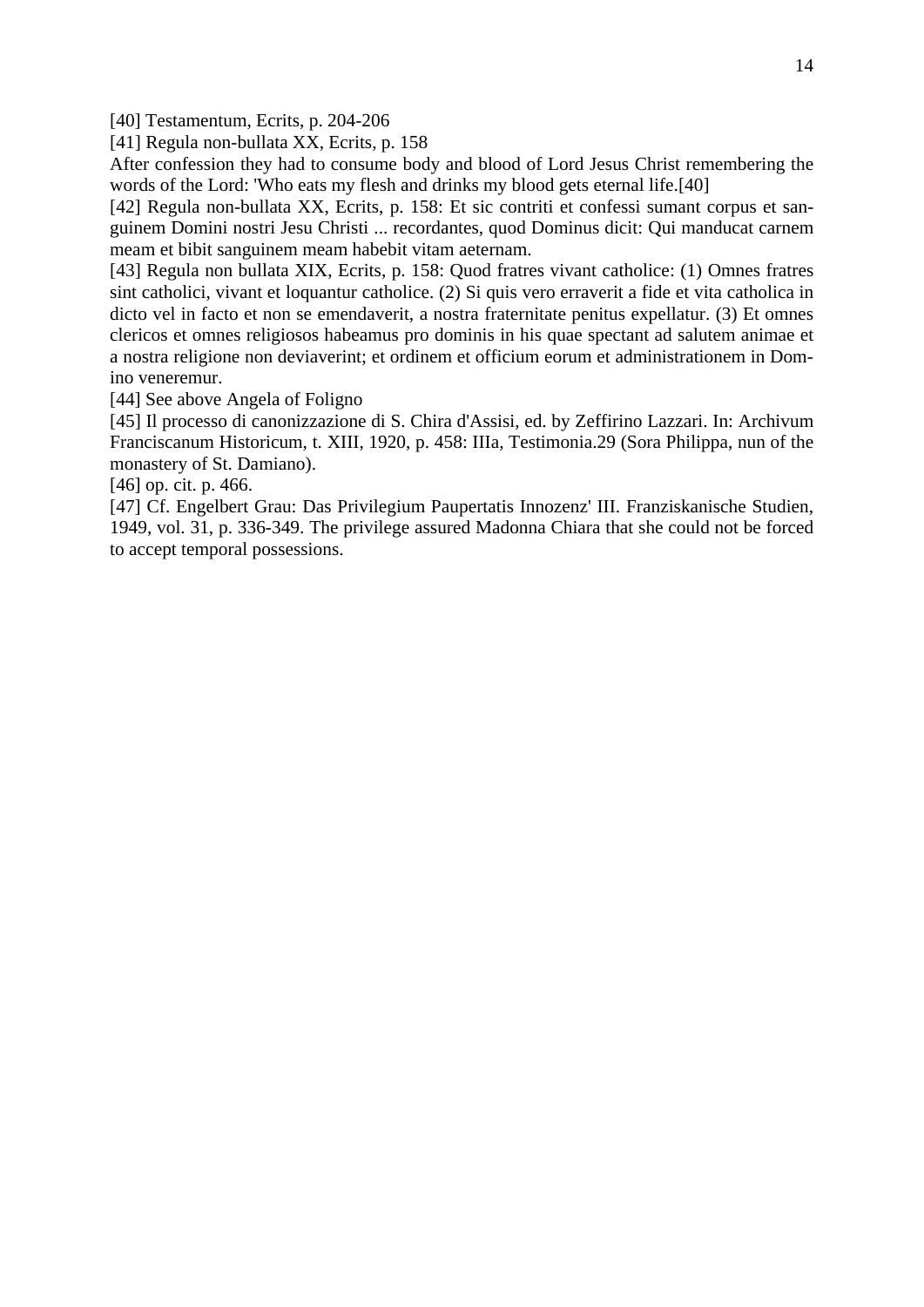[40] Testamentum, Ecrits, p. 204-206

[41] Regula non-bullata XX, Ecrits, p. 158

After confession they had to consume body and blood of Lord Jesus Christ remembering the words of the Lord: 'Who eats my flesh and drinks my blood gets eternal life.[40]

[42] Regula non-bullata XX, Ecrits, p. 158: Et sic contriti et confessi sumant corpus et sanguinem Domini nostri Jesu Christi ... recordantes, quod Dominus dicit: Qui manducat carnem meam et bibit sanguinem meam habebit vitam aeternam.

[43] Regula non bullata XIX, Ecrits, p. 158: Quod fratres vivant catholice: (1) Omnes fratres sint catholici, vivant et loquantur catholice. (2) Si quis vero erraverit a fide et vita catholica in dicto vel in facto et non se emendaverit, a nostra fraternitate penitus expellatur. (3) Et omnes clericos et omnes religiosos habeamus pro dominis in his quae spectant ad salutem animae et a nostra religione non deviaverint; et ordinem et officium eorum et administrationem in Domino veneremur.

[44] See above Angela of Foligno

[45] Il processo di canonizzazione di S. Chira d'Assisi, ed. by Zeffirino Lazzari. In: Archivum Franciscanum Historicum, t. XIII, 1920, p. 458: IIIa, Testimonia.29 (Sora Philippa, nun of the monastery of St. Damiano).

[46] op. cit. p. 466.

[47] Cf. Engelbert Grau: Das Privilegium Paupertatis Innozenz' III. Franziskanische Studien, 1949, vol. 31, p. 336-349. The privilege assured Madonna Chiara that she could not be forced to accept temporal possessions.